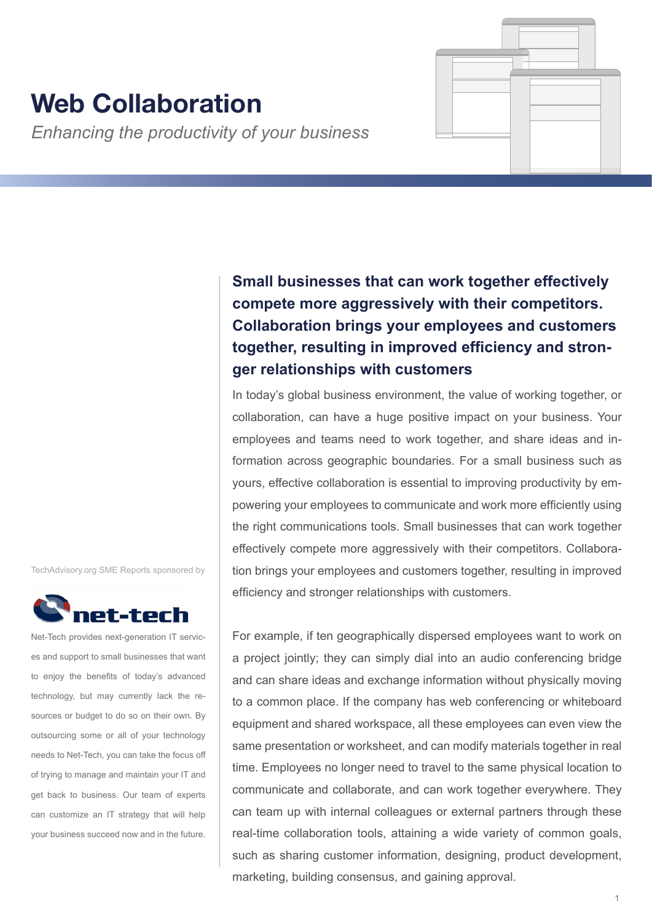# Web Collaboration

*Enhancing the productivity of your business*

TechAdvisory.org SME Reports sponsored by

net-tech

Net-Tech provides next-generation IT services and support to small businesses that want to enjoy the benefits of today's advanced technology, but may currently lack the resources or budget to do so on their own. By outsourcing some or all of your technology needs to Net-Tech, you can take the focus off of trying to manage and maintain your IT and get back to business. Our team of experts can customize an IT strategy that will help your business succeed now and in the future.

**Small businesses that can work together effectively compete more aggressively with their competitors. Collaboration brings your employees and customers together, resulting in improved efficiency and stronger relationships with customers**

In today's global business environment, the value of working together, or collaboration, can have a huge positive impact on your business. Your employees and teams need to work together, and share ideas and information across geographic boundaries. For a small business such as yours, effective collaboration is essential to improving productivity by empowering your employees to communicate and work more efficiently using the right communications tools. Small businesses that can work together effectively compete more aggressively with their competitors. Collaboration brings your employees and customers together, resulting in improved efficiency and stronger relationships with customers.

For example, if ten geographically dispersed employees want to work on a project jointly; they can simply dial into an audio conferencing bridge and can share ideas and exchange information without physically moving to a common place. If the company has web conferencing or whiteboard equipment and shared workspace, all these employees can even view the same presentation or worksheet, and can modify materials together in real time. Employees no longer need to travel to the same physical location to communicate and collaborate, and can work together everywhere. They can team up with internal colleagues or external partners through these real-time collaboration tools, attaining a wide variety of common goals, such as sharing customer information, designing, product development, marketing, building consensus, and gaining approval.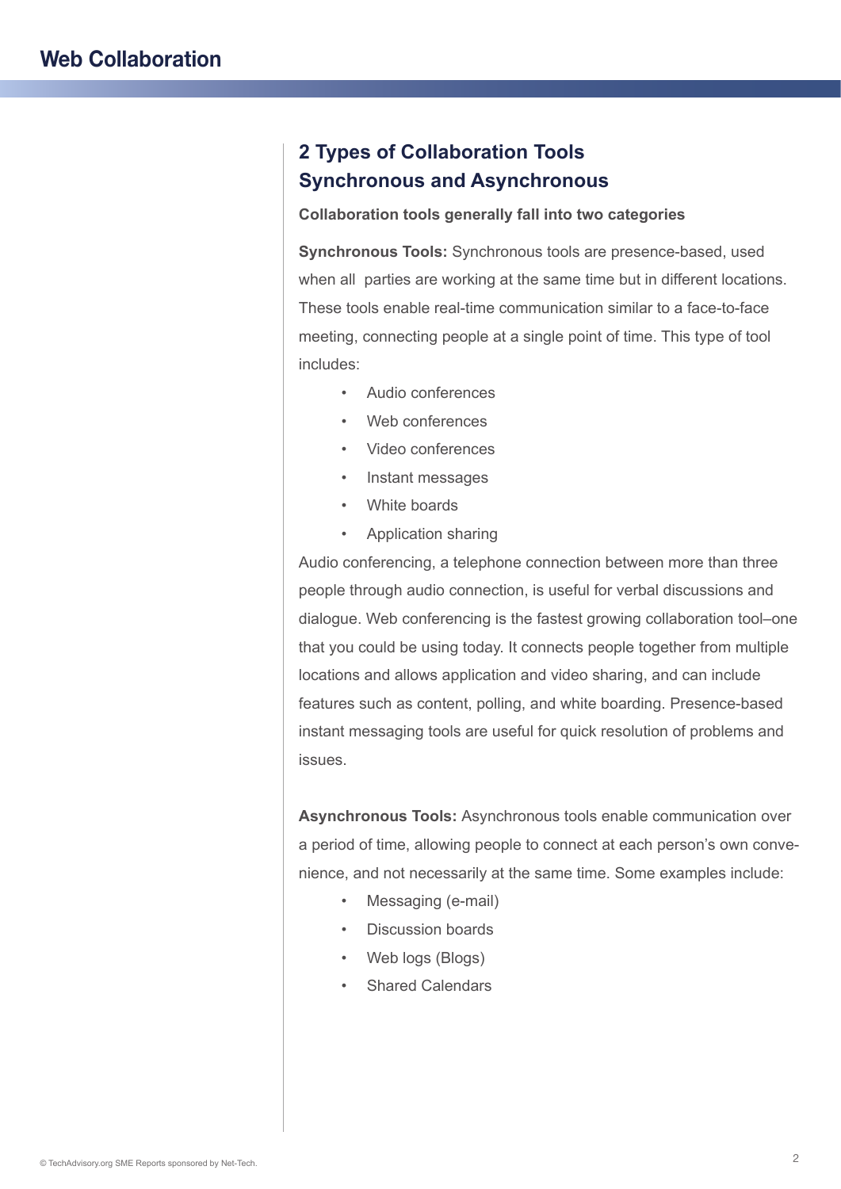## 2 Types of Collaboration Tools Synchronous and Asynchronous

**Collaboration tools generally fall into two categories**

**Synchronous Tools:** Synchronous tools are presence-based, used when all parties are working at the same time but in different locations. These tools enable real-time communication similar to a face-to-face meeting, connecting people at a single point of time. This type of tool includes:

- Audio conferences
- Web conferences
- Video conferences
- Instant messages
- White boards
- Application sharing

Audio conferencing, a telephone connection between more than three people through audio connection, is useful for verbal discussions and dialogue. Web conferencing is the fastest growing collaboration tool–one that you could be using today. It connects people together from multiple locations and allows application and video sharing, and can include features such as content, polling, and white boarding. Presence-based instant messaging tools are useful for quick resolution of problems and issues.

**Asynchronous Tools:** Asynchronous tools enable communication over a period of time, allowing people to connect at each person's own convenience, and not necessarily at the same time. Some examples include:

- Messaging (e-mail)
- Discussion boards
- Web logs (Blogs)
- Shared Calendars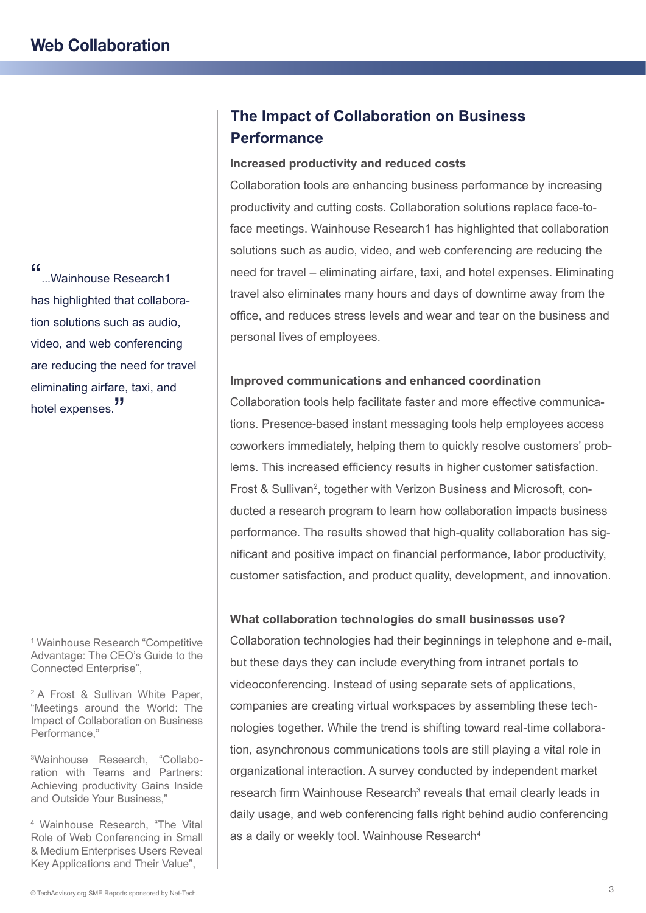> "...Wainhouse Research1 has highlighted that collaboration solutions such as audio, video, and web conferencing are reducing the need for travel eliminating airfare, taxi, and hotel expenses."

## The Impact of Collaboration on Business Performance

**Increased productivity and reduced costs**

Collaboration tools are enhancing business performance by increasing productivity and cutting costs. Collaboration solutions replace face-to-face meetings. Wainhouse Research1 has highlighted that collaboration solutions such as audio, video, and web conferencing are reducing the need for travel – eliminating airfare, taxi, and hotel expenses. Eliminating travel also eliminates many hours and days of downtime away from the office, and reduces stress levels and wear and tear on the business and personal lives of employees.

**Improved communications and enhanced coordination**

Collaboration tools help facilitate faster and more effective communications. Presence-based instant messaging tools help employees access coworkers immediately, helping them to quickly resolve customers' problems. This increased efficiency results in higher customer satisfaction. Frost & Sullivan[2], together with Verizon Business and Microsoft, conducted a research program to learn how collaboration impacts business performance. The results showed that high-quality collaboration has significant and positive impact on financial performance, labor productivity, customer satisfaction, and product quality, development, and innovation.

**What collaboration technologies do small businesses use?**

Collaboration technologies had their beginnings in telephone and e-mail, but these days they can include everything from intranet portals to videoconferencing. Instead of using separate sets of applications, companies are creating virtual workspaces by assembling these technologies together. While the trend is shifting toward real-time collaboration, asynchronous communications tools are still playing a vital role in organizational interaction. A survey conducted by independent market research firm Wainhouse Research[3] reveals that email clearly leads in daily usage, and web conferencing falls right behind audio conferencing as a daily or weekly tool. Wainhouse Research[4]

[1] Wainhouse Research "Competitive Advantage: The CEO's Guide to the Connected Enterprise",

[2] A Frost & Sullivan White Paper, "Meetings around the World: The Impact of Collaboration on Business Performance,"

[3] Wainhouse Research, "Collaboration with Teams and Partners: Achieving productivity Gains Inside and Outside Your Business,"

[4] Wainhouse Research, "The Vital Role of Web Conferencing in Small & Medium Enterprises Users Reveal Key Applications and Their Value",

© TechAdvisory.org SME Reports sponsored by Net-Tech.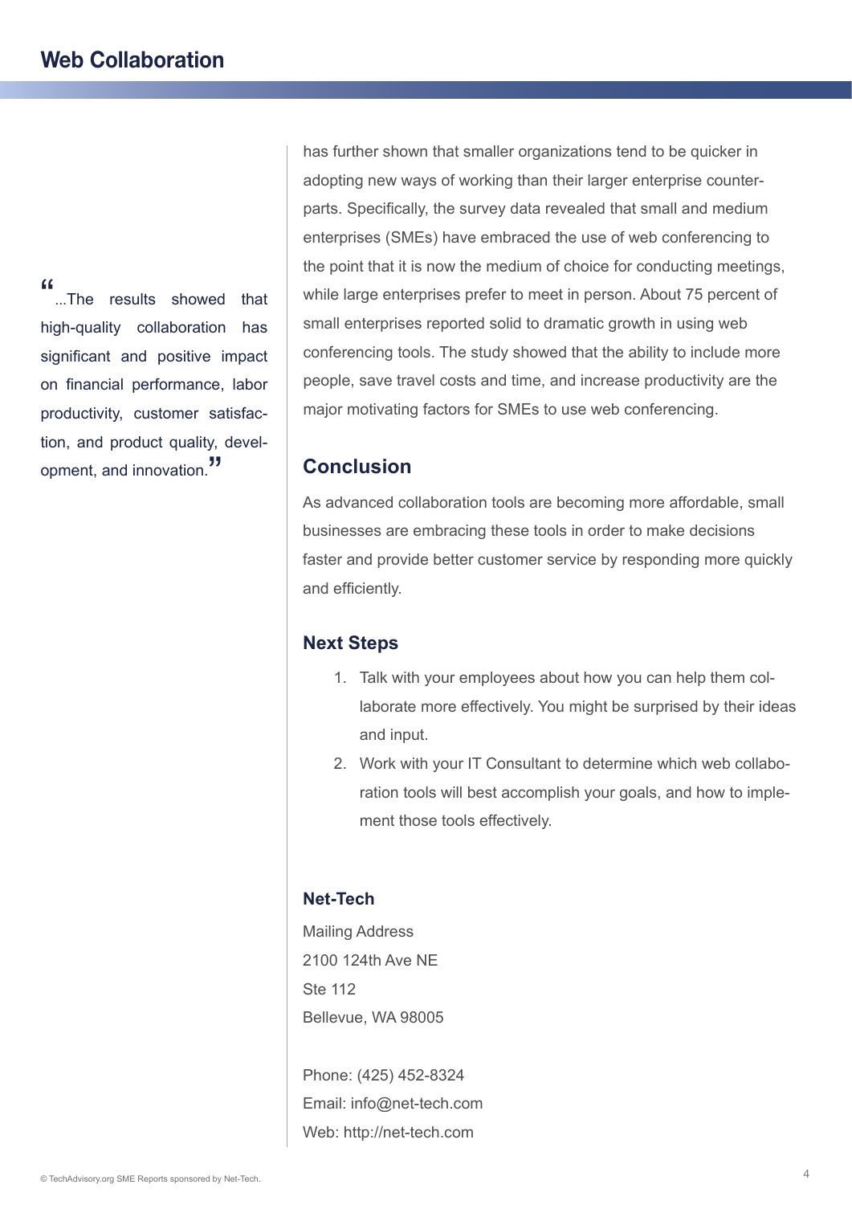> "...The results showed that high-quality collaboration has significant and positive impact on financial performance, labor productivity, customer satisfaction, and product quality, development, and innovation."

has further shown that smaller organizations tend to be quicker in adopting new ways of working than their larger enterprise counterparts. Specifically, the survey data revealed that small and medium enterprises (SMEs) have embraced the use of web conferencing to the point that it is now the medium of choice for conducting meetings, while large enterprises prefer to meet in person. About 75 percent of small enterprises reported solid to dramatic growth in using web conferencing tools. The study showed that the ability to include more people, save travel costs and time, and increase productivity are the major motivating factors for SMEs to use web conferencing.

## Conclusion

As advanced collaboration tools are becoming more affordable, small businesses are embracing these tools in order to make decisions faster and provide better customer service by responding more quickly and efficiently.

### Next Steps

1. Talk with your employees about how you can help them collaborate more effectively. You might be surprised by their ideas and input.
2. Work with your IT Consultant to determine which web collaboration tools will best accomplish your goals, and how to implement those tools effectively.

**Net-Tech**

Mailing Address
2100 124th Ave NE
Ste 112
Bellevue, WA 98005

Phone: (425) 452-8324
Email: info@net-tech.com
Web: http://net-tech.com

© TechAdvisory.org SME Reports sponsored by Net-Tech.